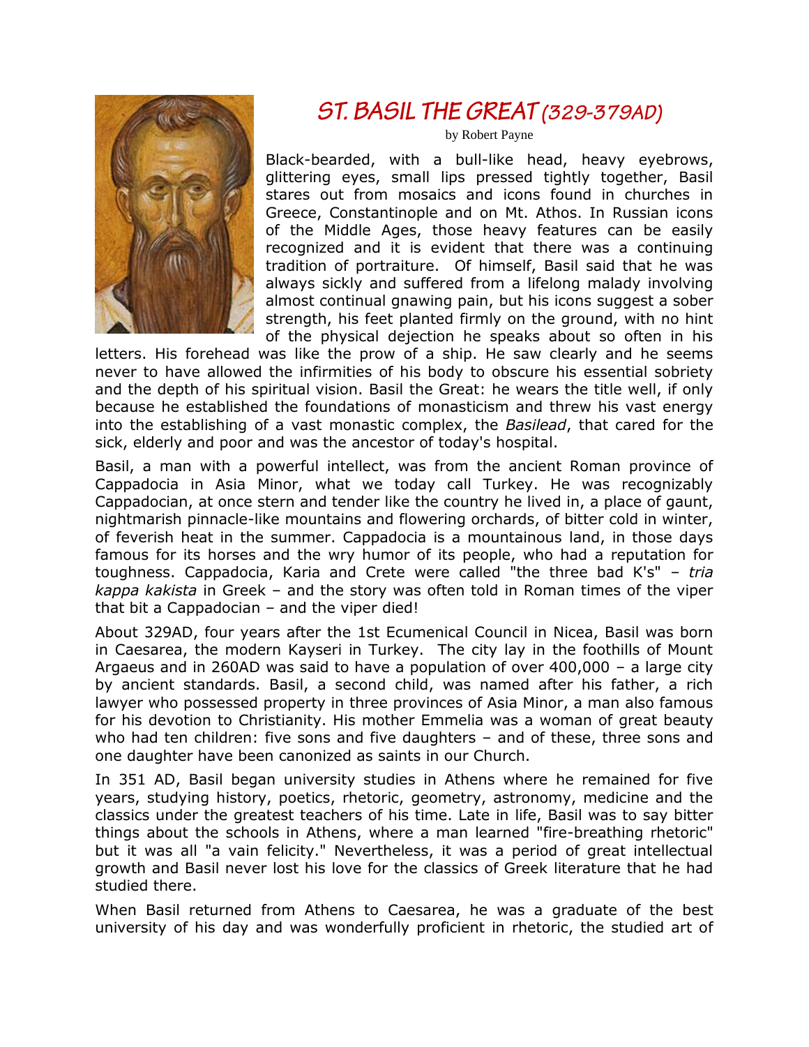# ST. BASIL THE GREAT (329-379AD)

by Robert Payne

Black-bearded, with a bull-like head, heavy eyebrows, glittering eyes, small lips pressed tightly together, Basil stares out from mosaics and icons found in churches in Greece, Constantinople and on Mt. Athos. In Russian icons of the Middle Ages, those heavy features can be easily recognized and it is evident that there was a continuing tradition of portraiture. Of himself, Basil said that he was always sickly and suffered from a lifelong malady involving almost continual gnawing pain, but his icons suggest a sober strength, his feet planted firmly on the ground, with no hint of the physical dejection he speaks about so often in his letters. His forehead was like the prow of a ship. He saw clearly and he seems never to have allowed the infirmities of his body to obscure his essential sobriety and the depth of his spiritual vision. Basil the Great: he wears the title well, if only because he established the foundations of monasticism and threw his vast energy into the establishing of a vast monastic complex, the *Basilead*, that cared for the sick, elderly and poor and was the ancestor of today's hospital.

Basil, a man with a powerful intellect, was from the ancient Roman province of Cappadocia in Asia Minor, what we today call Turkey. He was recognizably Cappadocian, at once stern and tender like the country he lived in, a place of gaunt, nightmarish pinnacle-like mountains and flowering orchards, of bitter cold in winter, of feverish heat in the summer. Cappadocia is a mountainous land, in those days famous for its horses and the wry humor of its people, who had a reputation for toughness. Cappadocia, Karia and Crete were called "the three bad K's" – *tria kappa kakista* in Greek – and the story was often told in Roman times of the viper that bit a Cappadocian – and the viper died!

About 329AD, four years after the 1st Ecumenical Council in Nicea, Basil was born in Caesarea, the modern Kayseri in Turkey. The city lay in the foothills of Mount Argaeus and in 260AD was said to have a population of over 400,000 – a large city by ancient standards. Basil, a second child, was named after his father, a rich lawyer who possessed property in three provinces of Asia Minor, a man also famous for his devotion to Christianity. His mother Emmelia was a woman of great beauty who had ten children: five sons and five daughters – and of these, three sons and one daughter have been canonized as saints in our Church.

In 351 AD, Basil began university studies in Athens where he remained for five years, studying history, poetics, rhetoric, geometry, astronomy, medicine and the classics under the greatest teachers of his time. Late in life, Basil was to say bitter things about the schools in Athens, where a man learned "fire-breathing rhetoric" but it was all "a vain felicity." Nevertheless, it was a period of great intellectual growth and Basil never lost his love for the classics of Greek literature that he had studied there.

When Basil returned from Athens to Caesarea, he was a graduate of the best university of his day and was wonderfully proficient in rhetoric, the studied art of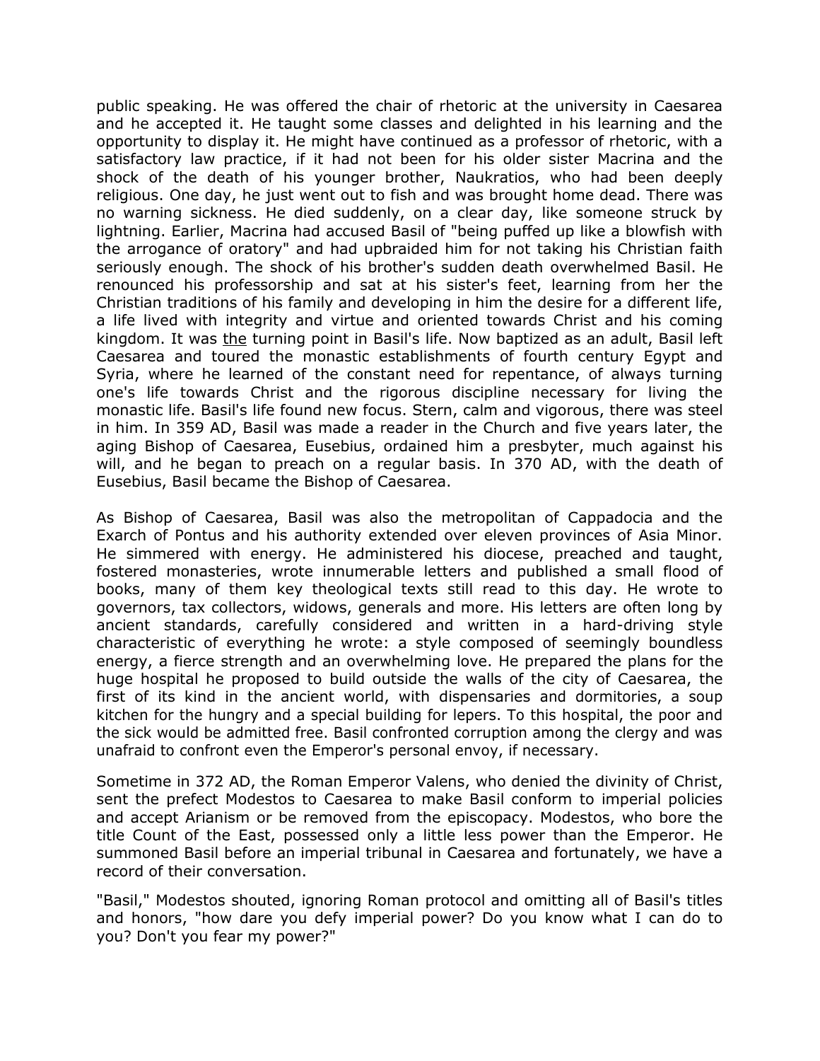public speaking. He was offered the chair of rhetoric at the university in Caesarea and he accepted it. He taught some classes and delighted in his learning and the opportunity to display it. He might have continued as a professor of rhetoric, with a satisfactory law practice, if it had not been for his older sister Macrina and the shock of the death of his younger brother, Naukratios, who had been deeply religious. One day, he just went out to fish and was brought home dead. There was no warning sickness. He died suddenly, on a clear day, like someone struck by lightning. Earlier, Macrina had accused Basil of "being puffed up like a blowfish with the arrogance of oratory" and had upbraided him for not taking his Christian faith seriously enough. The shock of his brother's sudden death overwhelmed Basil. He renounced his professorship and sat at his sister's feet, learning from her the Christian traditions of his family and developing in him the desire for a different life, a life lived with integrity and virtue and oriented towards Christ and his coming kingdom. It was <u>the</u> turning point in Basil's life. Now baptized as an adult, Basil left Caesarea and toured the monastic establishments of fourth century Egypt and Syria, where he learned of the constant need for repentance, of always turning one's life towards Christ and the rigorous discipline necessary for living the monastic life. Basil's life found new focus. Stern, calm and vigorous, there was steel in him. In 359 AD, Basil was made a reader in the Church and five years later, the aging Bishop of Caesarea, Eusebius, ordained him a presbyter, much against his will, and he began to preach on a regular basis. In 370 AD, with the death of Eusebius, Basil became the Bishop of Caesarea.

As Bishop of Caesarea, Basil was also the metropolitan of Cappadocia and the Exarch of Pontus and his authority extended over eleven provinces of Asia Minor. He simmered with energy. He administered his diocese, preached and taught, fostered monasteries, wrote innumerable letters and published a small flood of books, many of them key theological texts still read to this day. He wrote to governors, tax collectors, widows, generals and more. His letters are often long by ancient standards, carefully considered and written in a hard-driving style characteristic of everything he wrote: a style composed of seemingly boundless energy, a fierce strength and an overwhelming love. He prepared the plans for the huge hospital he proposed to build outside the walls of the city of Caesarea, the first of its kind in the ancient world, with dispensaries and dormitories, a soup kitchen for the hungry and a special building for lepers. To this hospital, the poor and the sick would be admitted free. Basil confronted corruption among the clergy and was unafraid to confront even the Emperor's personal envoy, if necessary.

Sometime in 372 AD, the Roman Emperor Valens, who denied the divinity of Christ, sent the prefect Modestos to Caesarea to make Basil conform to imperial policies and accept Arianism or be removed from the episcopacy. Modestos, who bore the title Count of the East, possessed only a little less power than the Emperor. He summoned Basil before an imperial tribunal in Caesarea and fortunately, we have a record of their conversation.

"Basil," Modestos shouted, ignoring Roman protocol and omitting all of Basil's titles and honors, "how dare you defy imperial power? Do you know what I can do to you? Don't you fear my power?"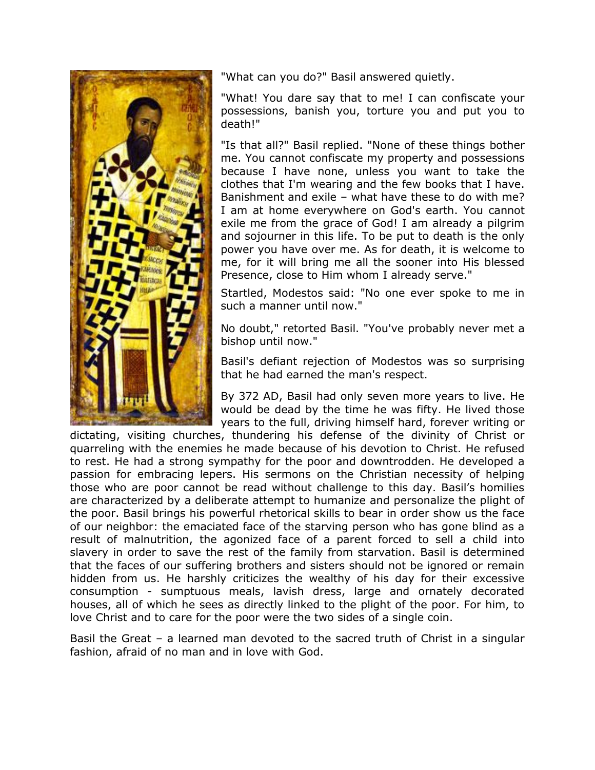"What can you do?" Basil answered quietly.

"What! You dare say that to me! I can confiscate your possessions, banish you, torture you and put you to death!"

"Is that all?" Basil replied. "None of these things bother me. You cannot confiscate my property and possessions because I have none, unless you want to take the clothes that I'm wearing and the few books that I have. Banishment and exile – what have these to do with me? I am at home everywhere on God's earth. You cannot exile me from the grace of God! I am already a pilgrim and sojourner in this life. To be put to death is the only power you have over me. As for death, it is welcome to me, for it will bring me all the sooner into His blessed Presence, close to Him whom I already serve."

Startled, Modestos said: "No one ever spoke to me in such a manner until now."

No doubt," retorted Basil. "You've probably never met a bishop until now."

Basil's defiant rejection of Modestos was so surprising that he had earned the man's respect.

By 372 AD, Basil had only seven more years to live. He would be dead by the time he was fifty. He lived those years to the full, driving himself hard, forever writing or dictating, visiting churches, thundering his defense of the divinity of Christ or quarreling with the enemies he made because of his devotion to Christ. He refused to rest. He had a strong sympathy for the poor and downtrodden. He developed a passion for embracing lepers. His sermons on the Christian necessity of helping those who are poor cannot be read without challenge to this day. Basil's homilies are characterized by a deliberate attempt to humanize and personalize the plight of the poor. Basil brings his powerful rhetorical skills to bear in order show us the face of our neighbor: the emaciated face of the starving person who has gone blind as a result of malnutrition, the agonized face of a parent forced to sell a child into slavery in order to save the rest of the family from starvation. Basil is determined that the faces of our suffering brothers and sisters should not be ignored or remain hidden from us. He harshly criticizes the wealthy of his day for their excessive consumption - sumptuous meals, lavish dress, large and ornately decorated houses, all of which he sees as directly linked to the plight of the poor. For him, to love Christ and to care for the poor were the two sides of a single coin.

Basil the Great – a learned man devoted to the sacred truth of Christ in a singular fashion, afraid of no man and in love with God.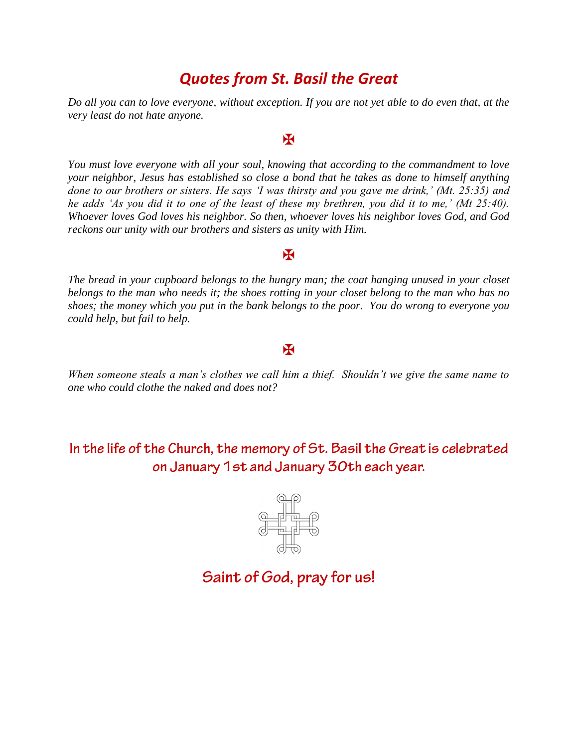# *Quotes from St. Basil the Great*

*Do all you can to love everyone, without exception. If you are not yet able to do even that, at the very least do not hate anyone.*

✠

*You must love everyone with all your soul, knowing that according to the commandment to love your neighbor, Jesus has established so close a bond that he takes as done to himself anything done to our brothers or sisters. He says 'I was thirsty and you gave me drink,' (Mt. 25:35) and he adds 'As you did it to one of the least of these my brethren, you did it to me,' (Mt 25:40). Whoever loves God loves his neighbor. So then, whoever loves his neighbor loves God, and God reckons our unity with our brothers and sisters as unity with Him.*

✠

*The bread in your cupboard belongs to the hungry man; the coat hanging unused in your closet belongs to the man who needs it; the shoes rotting in your closet belong to the man who has no shoes; the money which you put in the bank belongs to the poor. You do wrong to everyone you could help, but fail to help.*

✠

*When someone steals a man's clothes we call him a thief. Shouldn't we give the same name to one who could clothe the naked and does not?*

**In the life of the Church, the memory of St. Basil the Great is celebrated on January 1st and January 30th each year.**

**Saint of God, pray for us!**